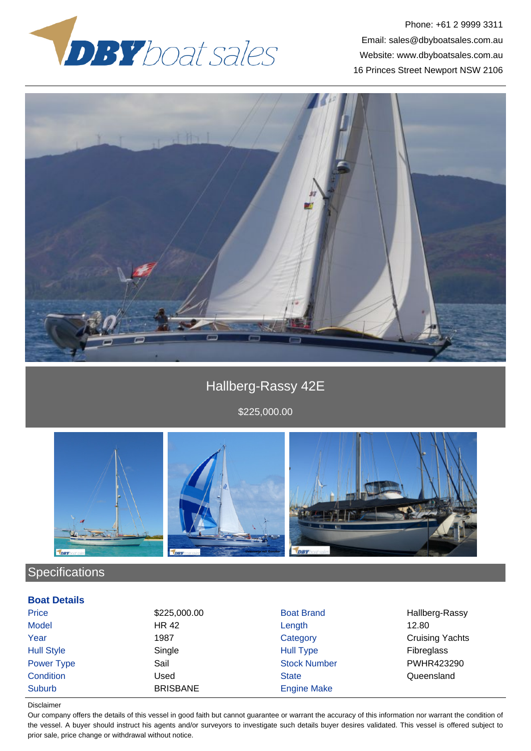Phone: +61 2 9999 3311
Email: sales@dbyboatsales.com.au
Website: www.dbyboatsales.com.au
16 Princes Street Newport NSW 2106

# Hallberg-Rassy 42E

$225,000.00

## Specifications

### Boat Details

| | | | |
|---|---|---|---|
| Price | $225,000.00 | Boat Brand | Hallberg-Rassy |
| Model | HR 42 | Length | 12.80 |
| Year | 1987 | Category | Cruising Yachts |
| Hull Style | Single | Hull Type | Fibreglass |
| Power Type | Sail | Stock Number | PWHR423290 |
| Condition | Used | State | Queensland |
| Suburb | BRISBANE | Engine Make | |

Disclaimer

Our company offers the details of this vessel in good faith but cannot guarantee or warrant the accuracy of this information nor warrant the condition of the vessel. A buyer should instruct his agents and/or surveyors to investigate such details buyer desires validated. This vessel is offered subject to prior sale, price change or withdrawal without notice.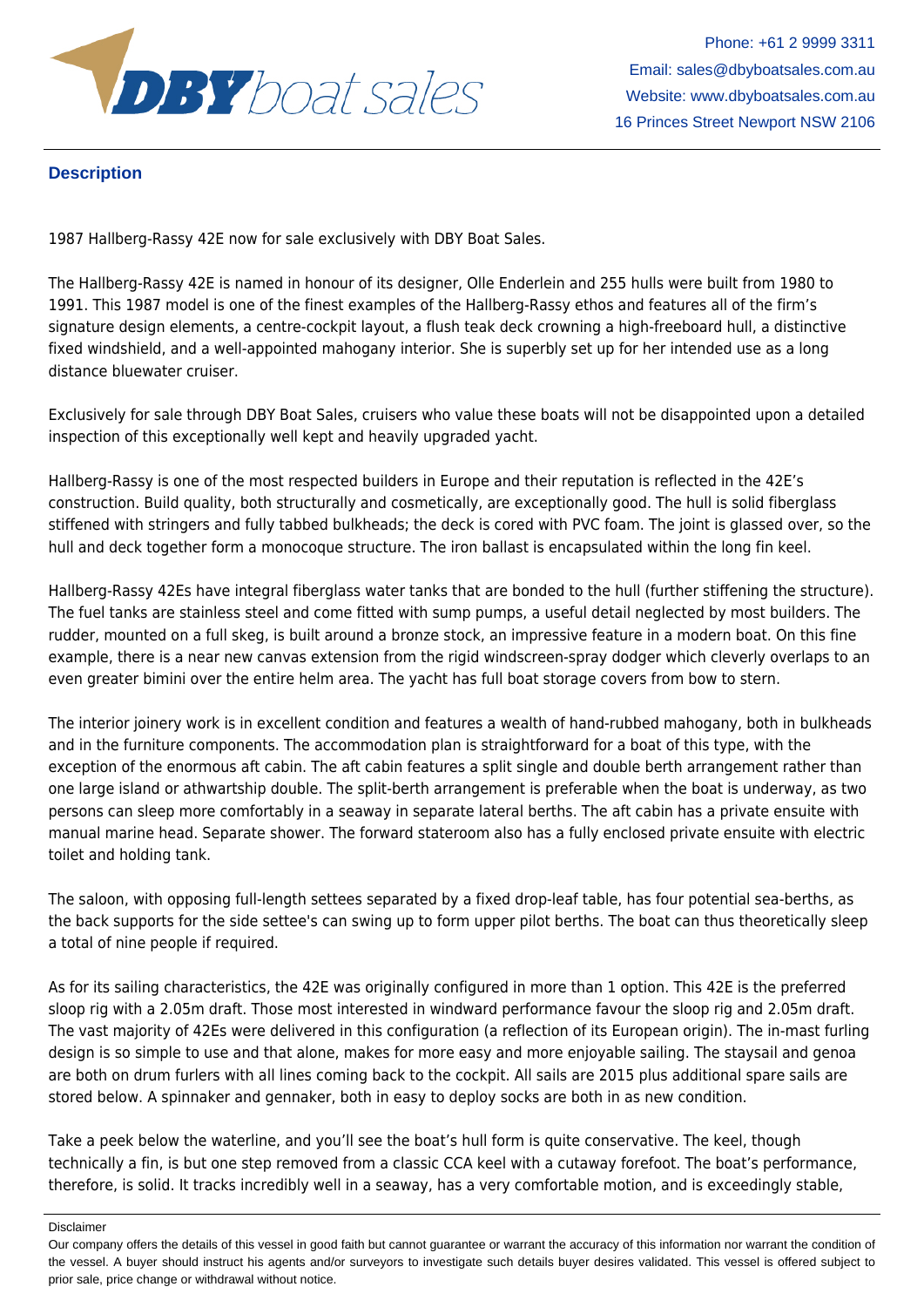## Description

1987 Hallberg-Rassy 42E now for sale exclusively with DBY Boat Sales.

The Hallberg-Rassy 42E is named in honour of its designer, Olle Enderlein and 255 hulls were built from 1980 to 1991. This 1987 model is one of the finest examples of the Hallberg-Rassy ethos and features all of the firm's signature design elements, a centre-cockpit layout, a flush teak deck crowning a high-freeboard hull, a distinctive fixed windshield, and a well-appointed mahogany interior. She is superbly set up for her intended use as a long distance bluewater cruiser.

Exclusively for sale through DBY Boat Sales, cruisers who value these boats will not be disappointed upon a detailed inspection of this exceptionally well kept and heavily upgraded yacht.

Hallberg-Rassy is one of the most respected builders in Europe and their reputation is reflected in the 42E's construction. Build quality, both structurally and cosmetically, are exceptionally good. The hull is solid fiberglass stiffened with stringers and fully tabbed bulkheads; the deck is cored with PVC foam. The joint is glassed over, so the hull and deck together form a monocoque structure. The iron ballast is encapsulated within the long fin keel.

Hallberg-Rassy 42Es have integral fiberglass water tanks that are bonded to the hull (further stiffening the structure). The fuel tanks are stainless steel and come fitted with sump pumps, a useful detail neglected by most builders. The rudder, mounted on a full skeg, is built around a bronze stock, an impressive feature in a modern boat. On this fine example, there is a near new canvas extension from the rigid windscreen-spray dodger which cleverly overlaps to an even greater bimini over the entire helm area. The yacht has full boat storage covers from bow to stern.

The interior joinery work is in excellent condition and features a wealth of hand-rubbed mahogany, both in bulkheads and in the furniture components. The accommodation plan is straightforward for a boat of this type, with the exception of the enormous aft cabin. The aft cabin features a split single and double berth arrangement rather than one large island or athwartship double. The split-berth arrangement is preferable when the boat is underway, as two persons can sleep more comfortably in a seaway in separate lateral berths. The aft cabin has a private ensuite with manual marine head. Separate shower. The forward stateroom also has a fully enclosed private ensuite with electric toilet and holding tank.

The saloon, with opposing full-length settees separated by a fixed drop-leaf table, has four potential sea-berths, as the back supports for the side settee's can swing up to form upper pilot berths. The boat can thus theoretically sleep a total of nine people if required.

As for its sailing characteristics, the 42E was originally configured in more than 1 option. This 42E is the preferred sloop rig with a 2.05m draft. Those most interested in windward performance favour the sloop rig and 2.05m draft. The vast majority of 42Es were delivered in this configuration (a reflection of its European origin). The in-mast furling design is so simple to use and that alone, makes for more easy and more enjoyable sailing. The staysail and genoa are both on drum furlers with all lines coming back to the cockpit. All sails are 2015 plus additional spare sails are stored below. A spinnaker and gennaker, both in easy to deploy socks are both in as new condition.

Take a peek below the waterline, and you'll see the boat's hull form is quite conservative. The keel, though technically a fin, is but one step removed from a classic CCA keel with a cutaway forefoot. The boat's performance, therefore, is solid. It tracks incredibly well in a seaway, has a very comfortable motion, and is exceedingly stable,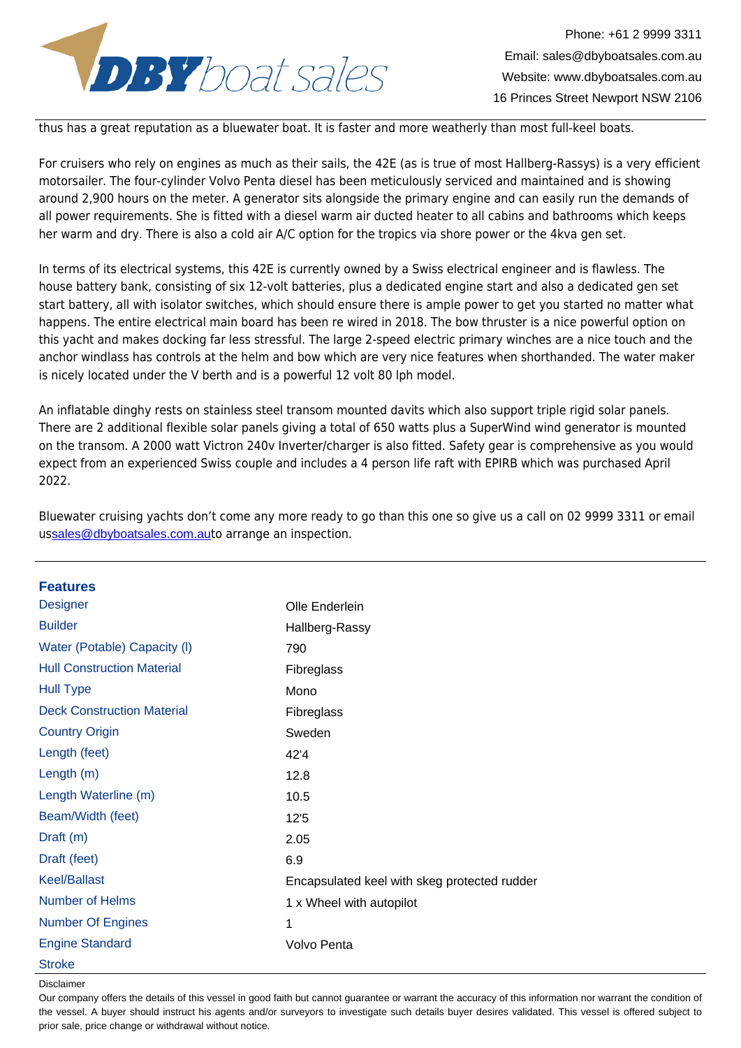thus has a great reputation as a bluewater boat. It is faster and more weatherly than most full-keel boats.

For cruisers who rely on engines as much as their sails, the 42E (as is true of most Hallberg-Rassys) is a very efficient motorsailer. The four-cylinder Volvo Penta diesel has been meticulously serviced and maintained and is showing around 2,900 hours on the meter. A generator sits alongside the primary engine and can easily run the demands of all power requirements. She is fitted with a diesel warm air ducted heater to all cabins and bathrooms which keeps her warm and dry. There is also a cold air A/C option for the tropics via shore power or the 4kva gen set.

In terms of its electrical systems, this 42E is currently owned by a Swiss electrical engineer and is flawless. The house battery bank, consisting of six 12-volt batteries, plus a dedicated engine start and also a dedicated gen set start battery, all with isolator switches, which should ensure there is ample power to get you started no matter what happens. The entire electrical main board has been re wired in 2018. The bow thruster is a nice powerful option on this yacht and makes docking far less stressful. The large 2-speed electric primary winches are a nice touch and the anchor windlass has controls at the helm and bow which are very nice features when shorthanded. The water maker is nicely located under the V berth and is a powerful 12 volt 80 lph model.

An inflatable dinghy rests on stainless steel transom mounted davits which also support triple rigid solar panels. There are 2 additional flexible solar panels giving a total of 650 watts plus a SuperWind wind generator is mounted on the transom. A 2000 watt Victron 240v Inverter/charger is also fitted. Safety gear is comprehensive as you would expect from an experienced Swiss couple and includes a 4 person life raft with EPIRB which was purchased April 2022.

Bluewater cruising yachts don't come any more ready to go than this one so give us a call on 02 9999 3311 or email ussales@dbyboatsales.com.auto arrange an inspection.

## Features

| | |
|---|---|
| Designer | Olle Enderlein |
| Builder | Hallberg-Rassy |
| Water (Potable) Capacity (l) | 790 |
| Hull Construction Material | Fibreglass |
| Hull Type | Mono |
| Deck Construction Material | Fibreglass |
| Country Origin | Sweden |
| Length (feet) | 42'4 |
| Length (m) | 12.8 |
| Length Waterline (m) | 10.5 |
| Beam/Width (feet) | 12'5 |
| Draft (m) | 2.05 |
| Draft (feet) | 6.9 |
| Keel/Ballast | Encapsulated keel with skeg protected rudder |
| Number of Helms | 1 x Wheel with autopilot |
| Number Of Engines | 1 |
| Engine Standard | Volvo Penta |
| Stroke | |

Disclaimer

Our company offers the details of this vessel in good faith but cannot guarantee or warrant the accuracy of this information nor warrant the condition of the vessel. A buyer should instruct his agents and/or surveyors to investigate such details buyer desires validated. This vessel is offered subject to prior sale, price change or withdrawal without notice.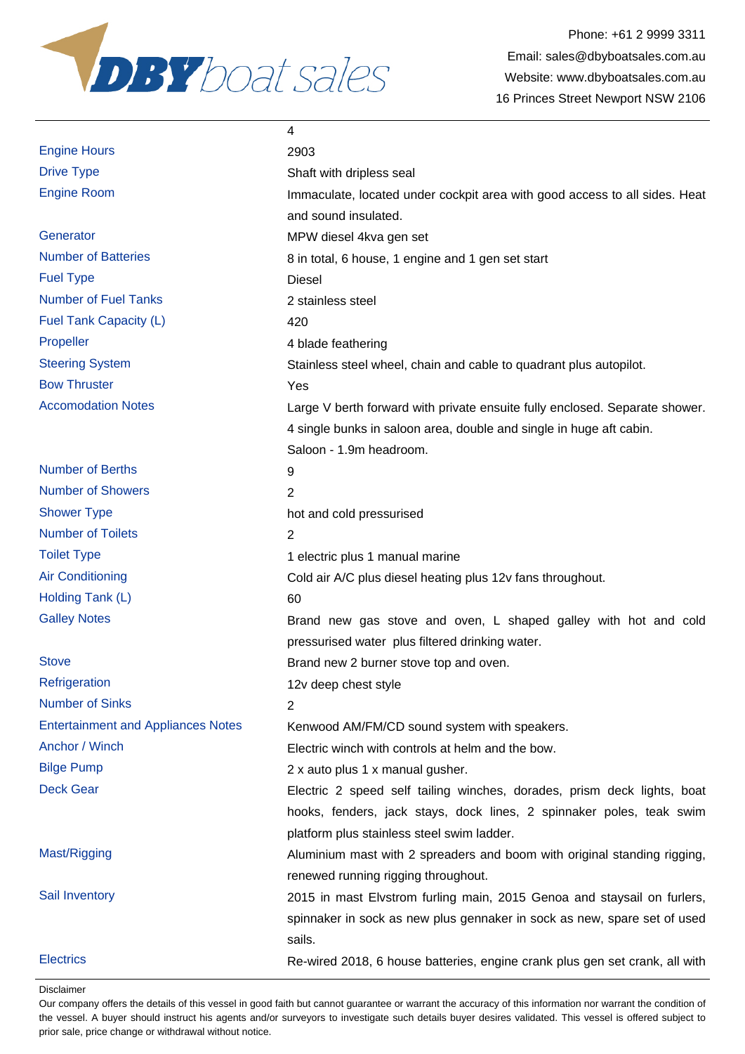| | |
|---|---|
| | 4 |
| Engine Hours | 2903 |
| Drive Type | Shaft with dripless seal |
| Engine Room | Immaculate, located under cockpit area with good access to all sides. Heat and sound insulated. |
| Generator | MPW diesel 4kva gen set |
| Number of Batteries | 8 in total, 6 house, 1 engine and 1 gen set start |
| Fuel Type | Diesel |
| Number of Fuel Tanks | 2 stainless steel |
| Fuel Tank Capacity (L) | 420 |
| Propeller | 4 blade feathering |
| Steering System | Stainless steel wheel, chain and cable to quadrant plus autopilot. |
| Bow Thruster | Yes |
| Accomodation Notes | Large V berth forward with private ensuite fully enclosed. Separate shower. 4 single bunks in saloon area, double and single in huge aft cabin. Saloon - 1.9m headroom. |
| Number of Berths | 9 |
| Number of Showers | 2 |
| Shower Type | hot and cold pressurised |
| Number of Toilets | 2 |
| Toilet Type | 1 electric plus 1 manual marine |
| Air Conditioning | Cold air A/C plus diesel heating plus 12v fans throughout. |
| Holding Tank (L) | 60 |
| Galley Notes | Brand new gas stove and oven, L shaped galley with hot and cold pressurised water plus filtered drinking water. |
| Stove | Brand new 2 burner stove top and oven. |
| Refrigeration | 12v deep chest style |
| Number of Sinks | 2 |
| Entertainment and Appliances Notes | Kenwood AM/FM/CD sound system with speakers. |
| Anchor / Winch | Electric winch with controls at helm and the bow. |
| Bilge Pump | 2 x auto plus 1 x manual gusher. |
| Deck Gear | Electric 2 speed self tailing winches, dorades, prism deck lights, boat hooks, fenders, jack stays, dock lines, 2 spinnaker poles, teak swim platform plus stainless steel swim ladder. |
| Mast/Rigging | Aluminium mast with 2 spreaders and boom with original standing rigging, renewed running rigging throughout. |
| Sail Inventory | 2015 in mast Elvstrom furling main, 2015 Genoa and staysail on furlers, spinnaker in sock as new plus gennaker in sock as new, spare set of used sails. |
| Electrics | Re-wired 2018, 6 house batteries, engine crank plus gen set crank, all with |

Disclaimer

Our company offers the details of this vessel in good faith but cannot guarantee or warrant the accuracy of this information nor warrant the condition of the vessel. A buyer should instruct his agents and/or surveyors to investigate such details buyer desires validated. This vessel is offered subject to prior sale, price change or withdrawal without notice.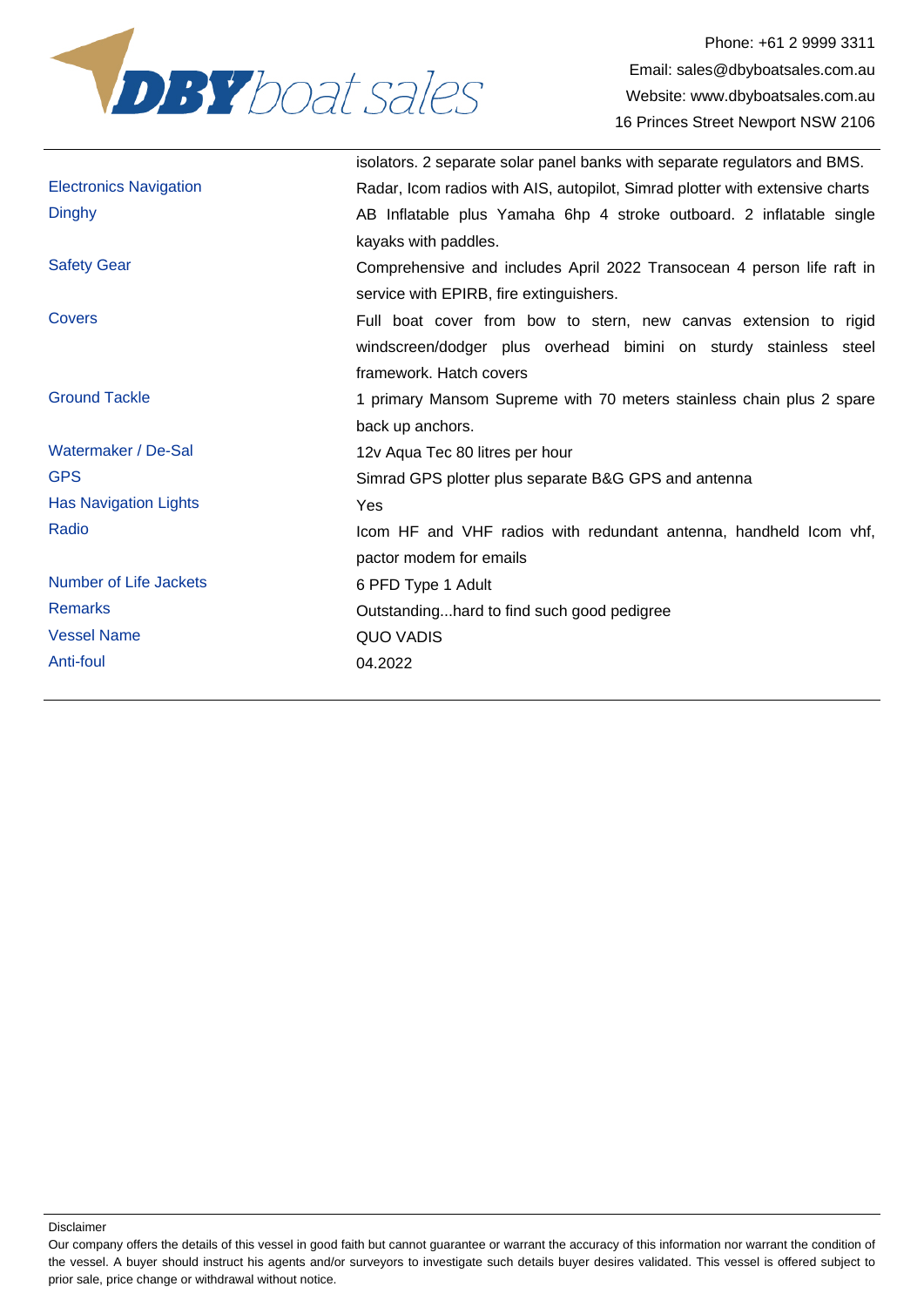| | |
|---|---|
| | isolators. 2 separate solar panel banks with separate regulators and BMS. |
| Electronics Navigation | Radar, Icom radios with AIS, autopilot, Simrad plotter with extensive charts |
| Dinghy | AB Inflatable plus Yamaha 6hp 4 stroke outboard. 2 inflatable single kayaks with paddles. |
| Safety Gear | Comprehensive and includes April 2022 Transocean 4 person life raft in service with EPIRB, fire extinguishers. |
| Covers | Full boat cover from bow to stern, new canvas extension to rigid windscreen/dodger plus overhead bimini on sturdy stainless steel framework. Hatch covers |
| Ground Tackle | 1 primary Mansom Supreme with 70 meters stainless chain plus 2 spare back up anchors. |
| Watermaker / De-Sal | 12v Aqua Tec 80 litres per hour |
| GPS | Simrad GPS plotter plus separate B&G GPS and antenna |
| Has Navigation Lights | Yes |
| Radio | Icom HF and VHF radios with redundant antenna, handheld Icom vhf, pactor modem for emails |
| Number of Life Jackets | 6 PFD Type 1 Adult |
| Remarks | Outstanding...hard to find such good pedigree |
| Vessel Name | QUO VADIS |
| Anti-foul | 04.2022 |

Disclaimer

Our company offers the details of this vessel in good faith but cannot guarantee or warrant the accuracy of this information nor warrant the condition of the vessel. A buyer should instruct his agents and/or surveyors to investigate such details buyer desires validated. This vessel is offered subject to prior sale, price change or withdrawal without notice.